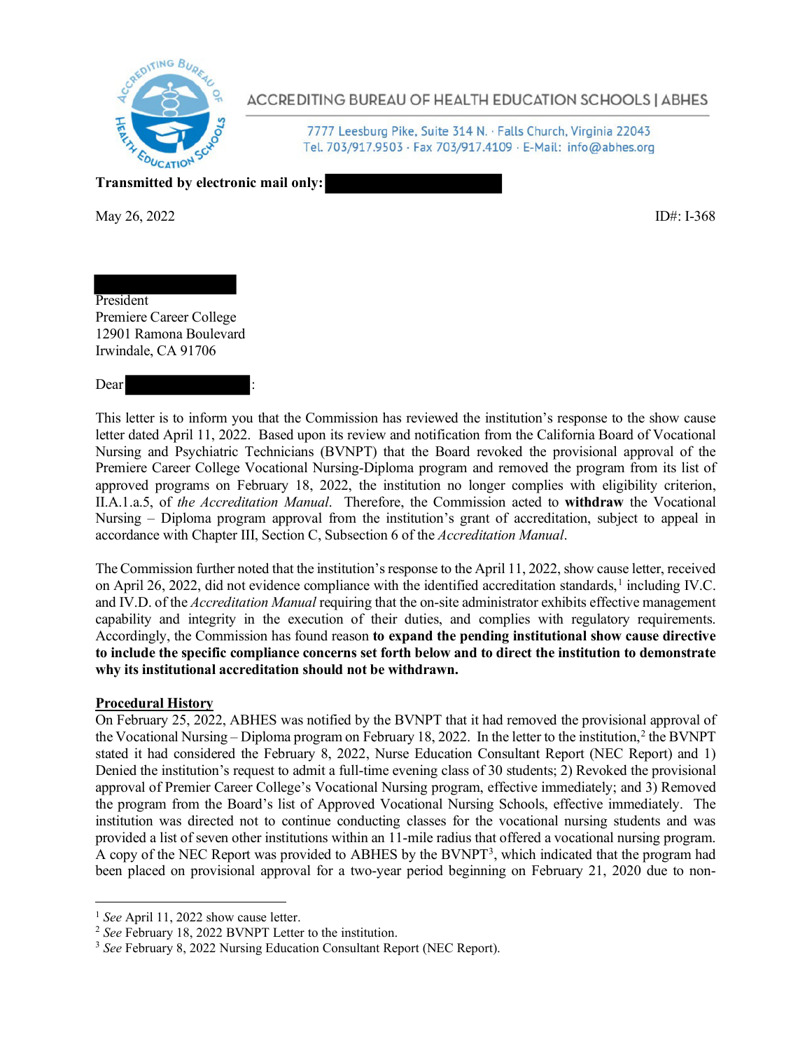ACCREDITING BUREAU OF HEALTH EDUCATION SCHOOLS | ABHES

7777 Leesburg Pike, Suite 314 N. · Falls Church, Virginia 22043
Tel. 703/917.9503 · Fax 703/917.4109 · E-Mail: info@abhes.org

**Transmitted by electronic mail only:**

May 26, 2022 ID#: I-368

President
Premiere Career College
12901 Ramona Boulevard
Irwindale, CA 91706

Dear :

This letter is to inform you that the Commission has reviewed the institution's response to the show cause letter dated April 11, 2022. Based upon its review and notification from the California Board of Vocational Nursing and Psychiatric Technicians (BVNPT) that the Board revoked the provisional approval of the Premiere Career College Vocational Nursing-Diploma program and removed the program from its list of approved programs on February 18, 2022, the institution no longer complies with eligibility criterion, II.A.1.a.5, of *the Accreditation Manual*. Therefore, the Commission acted to **withdraw** the Vocational Nursing – Diploma program approval from the institution's grant of accreditation, subject to appeal in accordance with Chapter III, Section C, Subsection 6 of the *Accreditation Manual*.

The Commission further noted that the institution's response to the April 11, 2022, show cause letter, received on April 26, 2022, did not evidence compliance with the identified accreditation standards,[1] including IV.C. and IV.D. of the *Accreditation Manual* requiring that the on-site administrator exhibits effective management capability and integrity in the execution of their duties, and complies with regulatory requirements. Accordingly, the Commission has found reason **to expand the pending institutional show cause directive to include the specific compliance concerns set forth below and to direct the institution to demonstrate why its institutional accreditation should not be withdrawn.**

**Procedural History**

On February 25, 2022, ABHES was notified by the BVNPT that it had removed the provisional approval of the Vocational Nursing – Diploma program on February 18, 2022. In the letter to the institution,[2] the BVNPT stated it had considered the February 8, 2022, Nurse Education Consultant Report (NEC Report) and 1) Denied the institution's request to admit a full-time evening class of 30 students; 2) Revoked the provisional approval of Premier Career College's Vocational Nursing program, effective immediately; and 3) Removed the program from the Board's list of Approved Vocational Nursing Schools, effective immediately. The institution was directed not to continue conducting classes for the vocational nursing students and was provided a list of seven other institutions within an 11-mile radius that offered a vocational nursing program. A copy of the NEC Report was provided to ABHES by the BVNPT[3], which indicated that the program had been placed on provisional approval for a two-year period beginning on February 21, 2020 due to non-

[1] *See* April 11, 2022 show cause letter.
[2] *See* February 18, 2022 BVNPT Letter to the institution.
[3] *See* February 8, 2022 Nursing Education Consultant Report (NEC Report).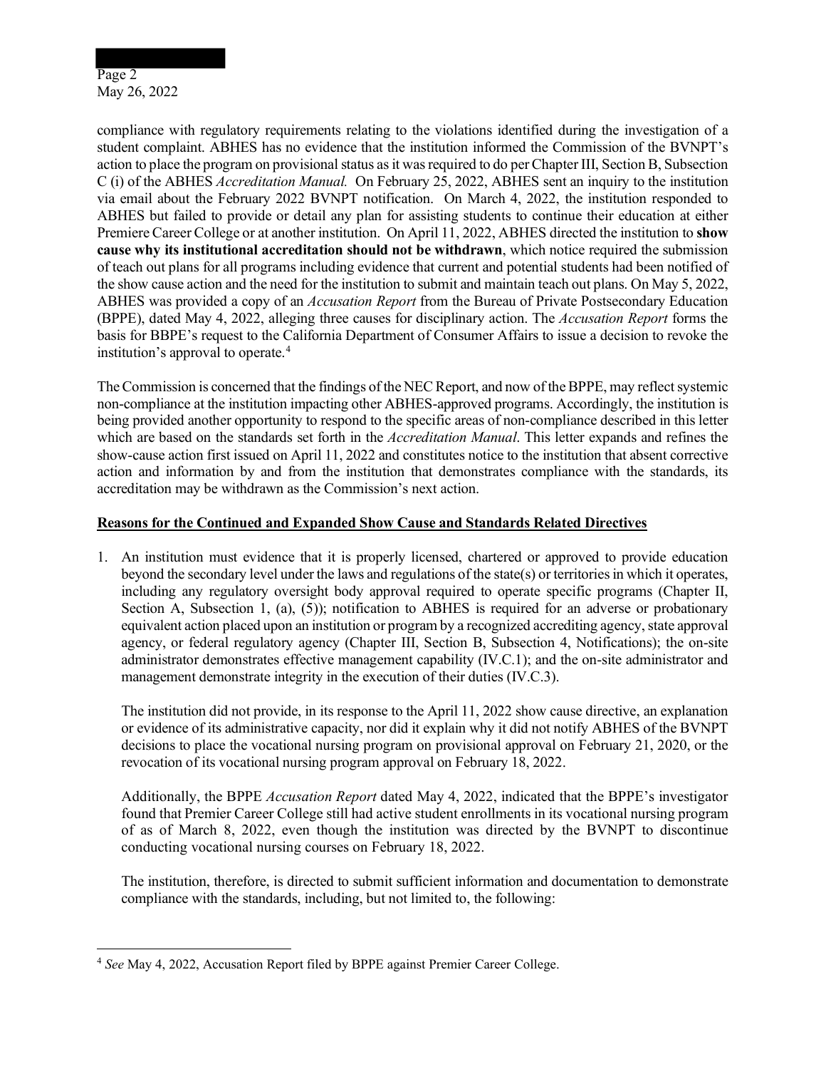compliance with regulatory requirements relating to the violations identified during the investigation of a student complaint. ABHES has no evidence that the institution informed the Commission of the BVNPT's action to place the program on provisional status as it was required to do per Chapter III, Section B, Subsection C (i) of the ABHES *Accreditation Manual.* On February 25, 2022, ABHES sent an inquiry to the institution via email about the February 2022 BVNPT notification. On March 4, 2022, the institution responded to ABHES but failed to provide or detail any plan for assisting students to continue their education at either Premiere Career College or at another institution. On April 11, 2022, ABHES directed the institution to **show cause why its institutional accreditation should not be withdrawn**, which notice required the submission of teach out plans for all programs including evidence that current and potential students had been notified of the show cause action and the need for the institution to submit and maintain teach out plans. On May 5, 2022, ABHES was provided a copy of an *Accusation Report* from the Bureau of Private Postsecondary Education (BPPE), dated May 4, 2022, alleging three causes for disciplinary action. The *Accusation Report* forms the basis for BBPE's request to the California Department of Consumer Affairs to issue a decision to revoke the institution's approval to operate.[4]

The Commission is concerned that the findings of the NEC Report, and now of the BPPE, may reflect systemic non-compliance at the institution impacting other ABHES-approved programs. Accordingly, the institution is being provided another opportunity to respond to the specific areas of non-compliance described in this letter which are based on the standards set forth in the *Accreditation Manual*. This letter expands and refines the show-cause action first issued on April 11, 2022 and constitutes notice to the institution that absent corrective action and information by and from the institution that demonstrates compliance with the standards, its accreditation may be withdrawn as the Commission's next action.

**Reasons for the Continued and Expanded Show Cause and Standards Related Directives**

1. An institution must evidence that it is properly licensed, chartered or approved to provide education beyond the secondary level under the laws and regulations of the state(s) or territories in which it operates, including any regulatory oversight body approval required to operate specific programs (Chapter II, Section A, Subsection 1, (a), (5)); notification to ABHES is required for an adverse or probationary equivalent action placed upon an institution or program by a recognized accrediting agency, state approval agency, or federal regulatory agency (Chapter III, Section B, Subsection 4, Notifications); the on-site administrator demonstrates effective management capability (IV.C.1); and the on-site administrator and management demonstrate integrity in the execution of their duties (IV.C.3).

   The institution did not provide, in its response to the April 11, 2022 show cause directive, an explanation or evidence of its administrative capacity, nor did it explain why it did not notify ABHES of the BVNPT decisions to place the vocational nursing program on provisional approval on February 21, 2020, or the revocation of its vocational nursing program approval on February 18, 2022.

   Additionally, the BPPE *Accusation Report* dated May 4, 2022, indicated that the BPPE's investigator found that Premier Career College still had active student enrollments in its vocational nursing program of as of March 8, 2022, even though the institution was directed by the BVNPT to discontinue conducting vocational nursing courses on February 18, 2022.

   The institution, therefore, is directed to submit sufficient information and documentation to demonstrate compliance with the standards, including, but not limited to, the following:

[4] *See* May 4, 2022, Accusation Report filed by BPPE against Premier Career College.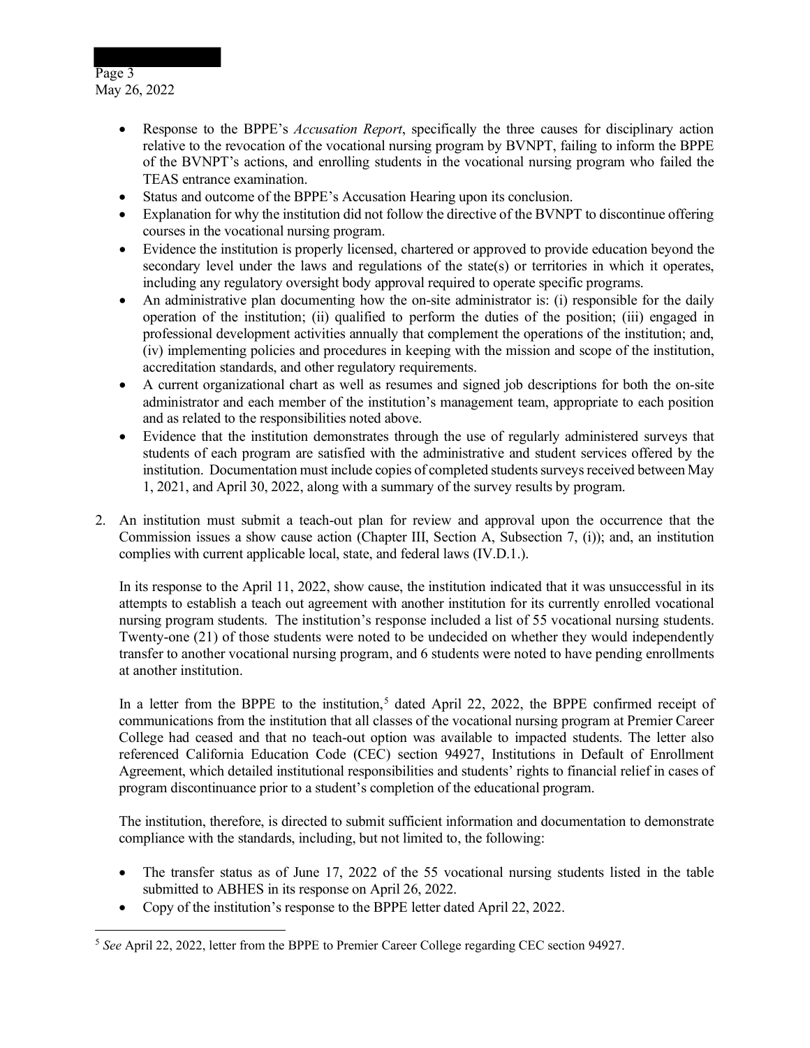- Response to the BPPE's *Accusation Report*, specifically the three causes for disciplinary action relative to the revocation of the vocational nursing program by BVNPT, failing to inform the BPPE of the BVNPT's actions, and enrolling students in the vocational nursing program who failed the TEAS entrance examination.
- Status and outcome of the BPPE's Accusation Hearing upon its conclusion.
- Explanation for why the institution did not follow the directive of the BVNPT to discontinue offering courses in the vocational nursing program.
- Evidence the institution is properly licensed, chartered or approved to provide education beyond the secondary level under the laws and regulations of the state(s) or territories in which it operates, including any regulatory oversight body approval required to operate specific programs.
- An administrative plan documenting how the on-site administrator is: (i) responsible for the daily operation of the institution; (ii) qualified to perform the duties of the position; (iii) engaged in professional development activities annually that complement the operations of the institution; and, (iv) implementing policies and procedures in keeping with the mission and scope of the institution, accreditation standards, and other regulatory requirements.
- A current organizational chart as well as resumes and signed job descriptions for both the on-site administrator and each member of the institution's management team, appropriate to each position and as related to the responsibilities noted above.
- Evidence that the institution demonstrates through the use of regularly administered surveys that students of each program are satisfied with the administrative and student services offered by the institution. Documentation must include copies of completed students surveys received between May 1, 2021, and April 30, 2022, along with a summary of the survey results by program.

2. An institution must submit a teach-out plan for review and approval upon the occurrence that the Commission issues a show cause action (Chapter III, Section A, Subsection 7, (i)); and, an institution complies with current applicable local, state, and federal laws (IV.D.1.).

In its response to the April 11, 2022, show cause, the institution indicated that it was unsuccessful in its attempts to establish a teach out agreement with another institution for its currently enrolled vocational nursing program students. The institution's response included a list of 55 vocational nursing students. Twenty-one (21) of those students were noted to be undecided on whether they would independently transfer to another vocational nursing program, and 6 students were noted to have pending enrollments at another institution.

In a letter from the BPPE to the institution,[5] dated April 22, 2022, the BPPE confirmed receipt of communications from the institution that all classes of the vocational nursing program at Premier Career College had ceased and that no teach-out option was available to impacted students. The letter also referenced California Education Code (CEC) section 94927, Institutions in Default of Enrollment Agreement, which detailed institutional responsibilities and students' rights to financial relief in cases of program discontinuance prior to a student's completion of the educational program.

The institution, therefore, is directed to submit sufficient information and documentation to demonstrate compliance with the standards, including, but not limited to, the following:

- The transfer status as of June 17, 2022 of the 55 vocational nursing students listed in the table submitted to ABHES in its response on April 26, 2022.
- Copy of the institution's response to the BPPE letter dated April 22, 2022.

[5] *See* April 22, 2022, letter from the BPPE to Premier Career College regarding CEC section 94927.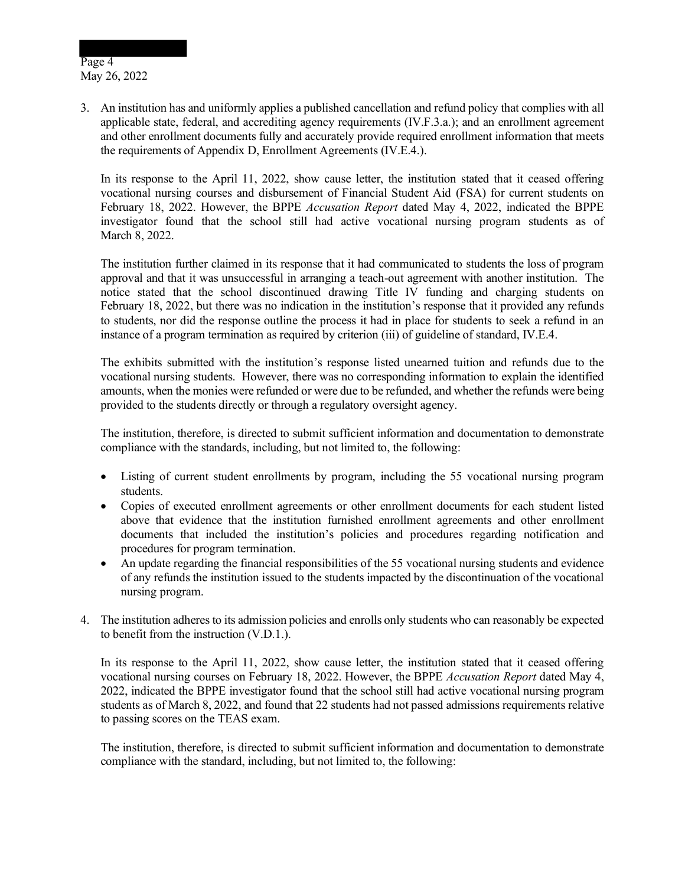3. An institution has and uniformly applies a published cancellation and refund policy that complies with all applicable state, federal, and accrediting agency requirements (IV.F.3.a.); and an enrollment agreement and other enrollment documents fully and accurately provide required enrollment information that meets the requirements of Appendix D, Enrollment Agreements (IV.E.4.).

   In its response to the April 11, 2022, show cause letter, the institution stated that it ceased offering vocational nursing courses and disbursement of Financial Student Aid (FSA) for current students on February 18, 2022. However, the BPPE *Accusation Report* dated May 4, 2022, indicated the BPPE investigator found that the school still had active vocational nursing program students as of March 8, 2022.

   The institution further claimed in its response that it had communicated to students the loss of program approval and that it was unsuccessful in arranging a teach-out agreement with another institution. The notice stated that the school discontinued drawing Title IV funding and charging students on February 18, 2022, but there was no indication in the institution's response that it provided any refunds to students, nor did the response outline the process it had in place for students to seek a refund in an instance of a program termination as required by criterion (iii) of guideline of standard, IV.E.4.

   The exhibits submitted with the institution's response listed unearned tuition and refunds due to the vocational nursing students. However, there was no corresponding information to explain the identified amounts, when the monies were refunded or were due to be refunded, and whether the refunds were being provided to the students directly or through a regulatory oversight agency.

   The institution, therefore, is directed to submit sufficient information and documentation to demonstrate compliance with the standards, including, but not limited to, the following:

   - Listing of current student enrollments by program, including the 55 vocational nursing program students.
   - Copies of executed enrollment agreements or other enrollment documents for each student listed above that evidence that the institution furnished enrollment agreements and other enrollment documents that included the institution's policies and procedures regarding notification and procedures for program termination.
   - An update regarding the financial responsibilities of the 55 vocational nursing students and evidence of any refunds the institution issued to the students impacted by the discontinuation of the vocational nursing program.

4. The institution adheres to its admission policies and enrolls only students who can reasonably be expected to benefit from the instruction (V.D.1.).

   In its response to the April 11, 2022, show cause letter, the institution stated that it ceased offering vocational nursing courses on February 18, 2022. However, the BPPE *Accusation Report* dated May 4, 2022, indicated the BPPE investigator found that the school still had active vocational nursing program students as of March 8, 2022, and found that 22 students had not passed admissions requirements relative to passing scores on the TEAS exam.

   The institution, therefore, is directed to submit sufficient information and documentation to demonstrate compliance with the standard, including, but not limited to, the following: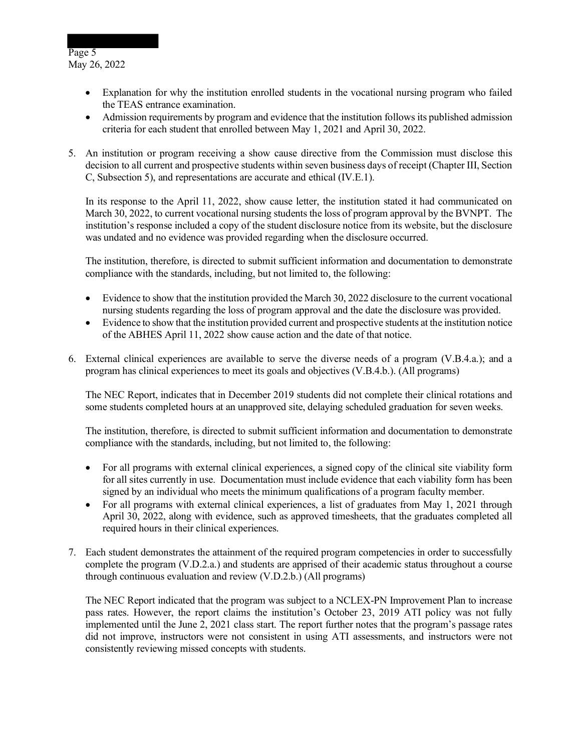- Explanation for why the institution enrolled students in the vocational nursing program who failed the TEAS entrance examination.
- Admission requirements by program and evidence that the institution follows its published admission criteria for each student that enrolled between May 1, 2021 and April 30, 2022.

5. An institution or program receiving a show cause directive from the Commission must disclose this decision to all current and prospective students within seven business days of receipt (Chapter III, Section C, Subsection 5), and representations are accurate and ethical (IV.E.1).

   In its response to the April 11, 2022, show cause letter, the institution stated it had communicated on March 30, 2022, to current vocational nursing students the loss of program approval by the BVNPT. The institution's response included a copy of the student disclosure notice from its website, but the disclosure was undated and no evidence was provided regarding when the disclosure occurred.

   The institution, therefore, is directed to submit sufficient information and documentation to demonstrate compliance with the standards, including, but not limited to, the following:

   - Evidence to show that the institution provided the March 30, 2022 disclosure to the current vocational nursing students regarding the loss of program approval and the date the disclosure was provided.
   - Evidence to show that the institution provided current and prospective students at the institution notice of the ABHES April 11, 2022 show cause action and the date of that notice.

6. External clinical experiences are available to serve the diverse needs of a program (V.B.4.a.); and a program has clinical experiences to meet its goals and objectives (V.B.4.b.). (All programs)

   The NEC Report, indicates that in December 2019 students did not complete their clinical rotations and some students completed hours at an unapproved site, delaying scheduled graduation for seven weeks.

   The institution, therefore, is directed to submit sufficient information and documentation to demonstrate compliance with the standards, including, but not limited to, the following:

   - For all programs with external clinical experiences, a signed copy of the clinical site viability form for all sites currently in use. Documentation must include evidence that each viability form has been signed by an individual who meets the minimum qualifications of a program faculty member.
   - For all programs with external clinical experiences, a list of graduates from May 1, 2021 through April 30, 2022, along with evidence, such as approved timesheets, that the graduates completed all required hours in their clinical experiences.

7. Each student demonstrates the attainment of the required program competencies in order to successfully complete the program (V.D.2.a.) and students are apprised of their academic status throughout a course through continuous evaluation and review (V.D.2.b.) (All programs)

   The NEC Report indicated that the program was subject to a NCLEX-PN Improvement Plan to increase pass rates. However, the report claims the institution's October 23, 2019 ATI policy was not fully implemented until the June 2, 2021 class start. The report further notes that the program's passage rates did not improve, instructors were not consistent in using ATI assessments, and instructors were not consistently reviewing missed concepts with students.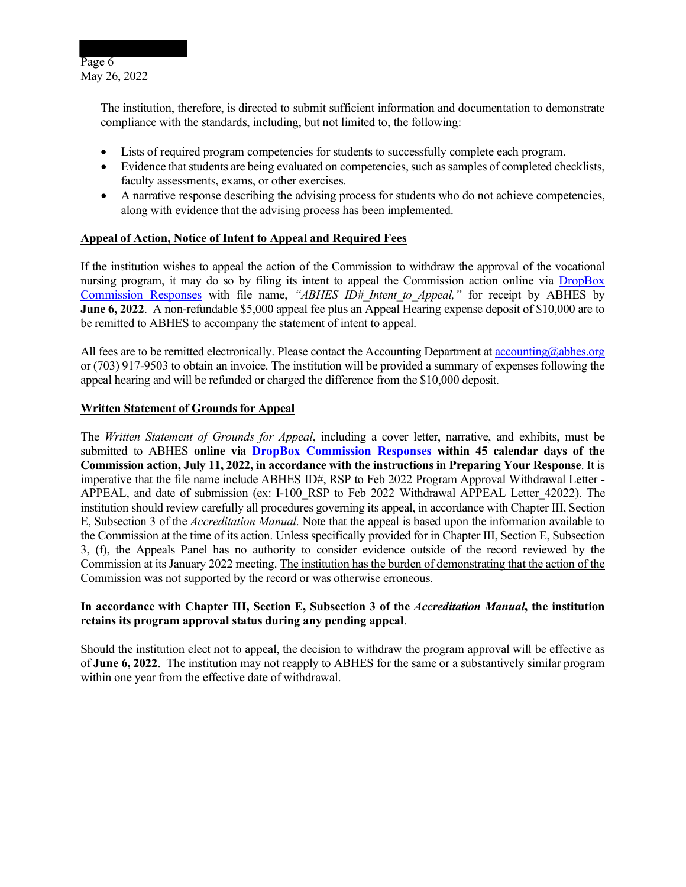The institution, therefore, is directed to submit sufficient information and documentation to demonstrate compliance with the standards, including, but not limited to, the following:

- Lists of required program competencies for students to successfully complete each program.
- Evidence that students are being evaluated on competencies, such as samples of completed checklists, faculty assessments, exams, or other exercises.
- A narrative response describing the advising process for students who do not achieve competencies, along with evidence that the advising process has been implemented.

**Appeal of Action, Notice of Intent to Appeal and Required Fees**

If the institution wishes to appeal the action of the Commission to withdraw the approval of the vocational nursing program, it may do so by filing its intent to appeal the Commission action online via DropBox Commission Responses with file name, *"ABHES ID#_Intent_to_Appeal,"* for receipt by ABHES by **June 6, 2022**. A non-refundable $5,000 appeal fee plus an Appeal Hearing expense deposit of $10,000 are to be remitted to ABHES to accompany the statement of intent to appeal.

All fees are to be remitted electronically. Please contact the Accounting Department at accounting@abhes.org or (703) 917-9503 to obtain an invoice. The institution will be provided a summary of expenses following the appeal hearing and will be refunded or charged the difference from the $10,000 deposit.

**Written Statement of Grounds for Appeal**

The *Written Statement of Grounds for Appeal*, including a cover letter, narrative, and exhibits, must be submitted to ABHES **online via DropBox Commission Responses within 45 calendar days of the Commission action, July 11, 2022, in accordance with the instructions in Preparing Your Response**. It is imperative that the file name include ABHES ID#, RSP to Feb 2022 Program Approval Withdrawal Letter - APPEAL, and date of submission (ex: I-100_RSP to Feb 2022 Withdrawal APPEAL Letter_42022). The institution should review carefully all procedures governing its appeal, in accordance with Chapter III, Section E, Subsection 3 of the *Accreditation Manual*. Note that the appeal is based upon the information available to the Commission at the time of its action. Unless specifically provided for in Chapter III, Section E, Subsection 3, (f), the Appeals Panel has no authority to consider evidence outside of the record reviewed by the Commission at its January 2022 meeting. The institution has the burden of demonstrating that the action of the Commission was not supported by the record or was otherwise erroneous.

**In accordance with Chapter III, Section E, Subsection 3 of the *Accreditation Manual*, the institution retains its program approval status during any pending appeal**.

Should the institution elect not to appeal, the decision to withdraw the program approval will be effective as of **June 6, 2022**. The institution may not reapply to ABHES for the same or a substantively similar program within one year from the effective date of withdrawal.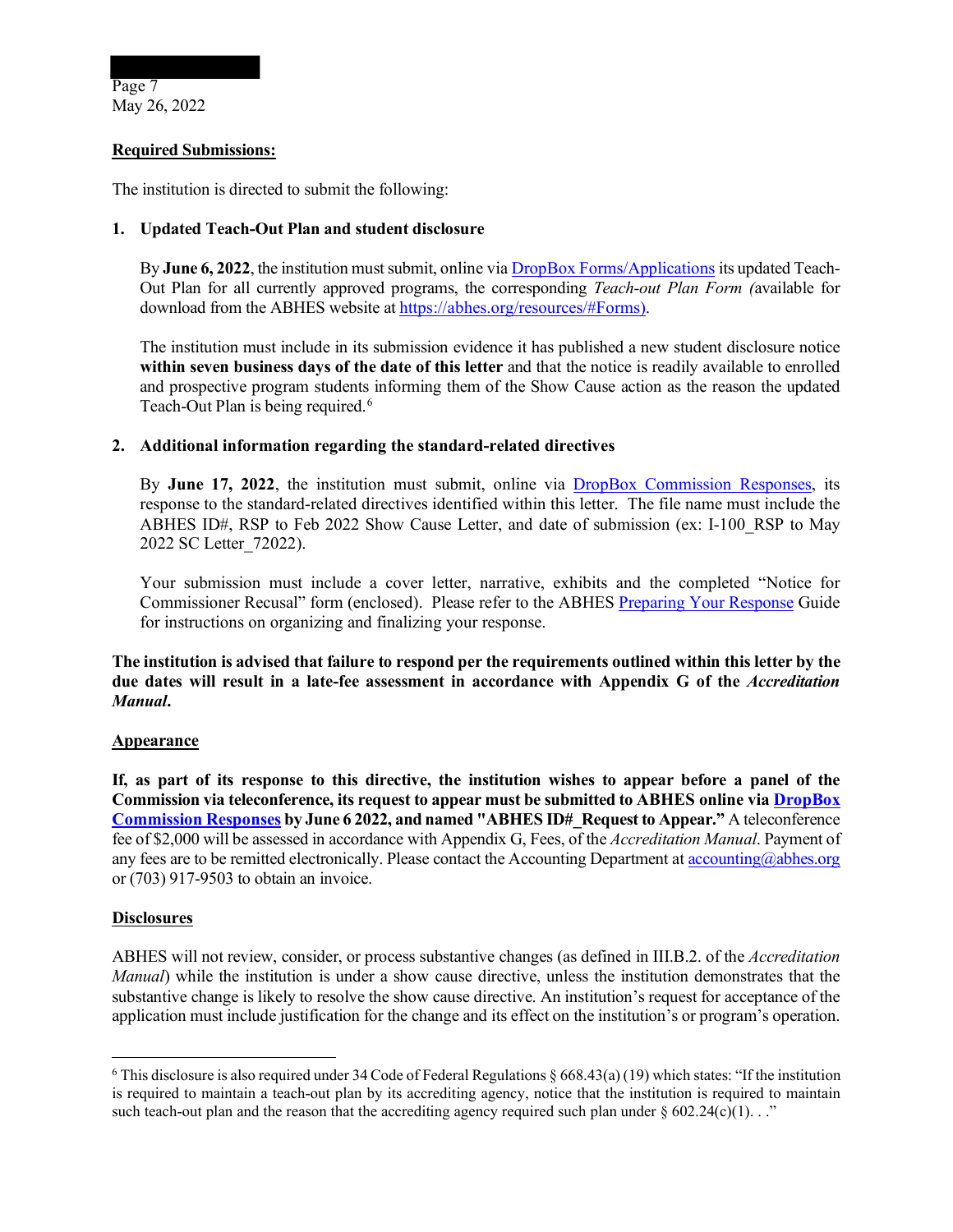**Required Submissions:**

The institution is directed to submit the following:

1. **Updated Teach-Out Plan and student disclosure**

   By **June 6, 2022**, the institution must submit, online via DropBox Forms/Applications its updated Teach-Out Plan for all currently approved programs, the corresponding *Teach-out Plan Form (*available for download from the ABHES website at https://abhes.org/resources/#Forms).

   The institution must include in its submission evidence it has published a new student disclosure notice **within seven business days of the date of this letter** and that the notice is readily available to enrolled and prospective program students informing them of the Show Cause action as the reason the updated Teach-Out Plan is being required.[6]

2. **Additional information regarding the standard-related directives**

   By **June 17, 2022**, the institution must submit, online via DropBox Commission Responses, its response to the standard-related directives identified within this letter. The file name must include the ABHES ID#, RSP to Feb 2022 Show Cause Letter, and date of submission (ex: I-100_RSP to May 2022 SC Letter_72022).

   Your submission must include a cover letter, narrative, exhibits and the completed "Notice for Commissioner Recusal" form (enclosed). Please refer to the ABHES Preparing Your Response Guide for instructions on organizing and finalizing your response.

**The institution is advised that failure to respond per the requirements outlined within this letter by the due dates will result in a late-fee assessment in accordance with Appendix G of the *Accreditation Manual*.**

**Appearance**

**If, as part of its response to this directive, the institution wishes to appear before a panel of the Commission via teleconference, its request to appear must be submitted to ABHES online via DropBox Commission Responses by June 6 2022, and named "ABHES ID#_Request to Appear."** A teleconference fee of $2,000 will be assessed in accordance with Appendix G, Fees, of the *Accreditation Manual*. Payment of any fees are to be remitted electronically. Please contact the Accounting Department at accounting@abhes.org or (703) 917-9503 to obtain an invoice.

**Disclosures**

ABHES will not review, consider, or process substantive changes (as defined in III.B.2. of the *Accreditation Manual*) while the institution is under a show cause directive, unless the institution demonstrates that the substantive change is likely to resolve the show cause directive. An institution's request for acceptance of the application must include justification for the change and its effect on the institution's or program's operation.

---

[6] This disclosure is also required under 34 Code of Federal Regulations § 668.43(a) (19) which states: "If the institution is required to maintain a teach-out plan by its accrediting agency, notice that the institution is required to maintain such teach-out plan and the reason that the accrediting agency required such plan under § 602.24(c)(1). . ."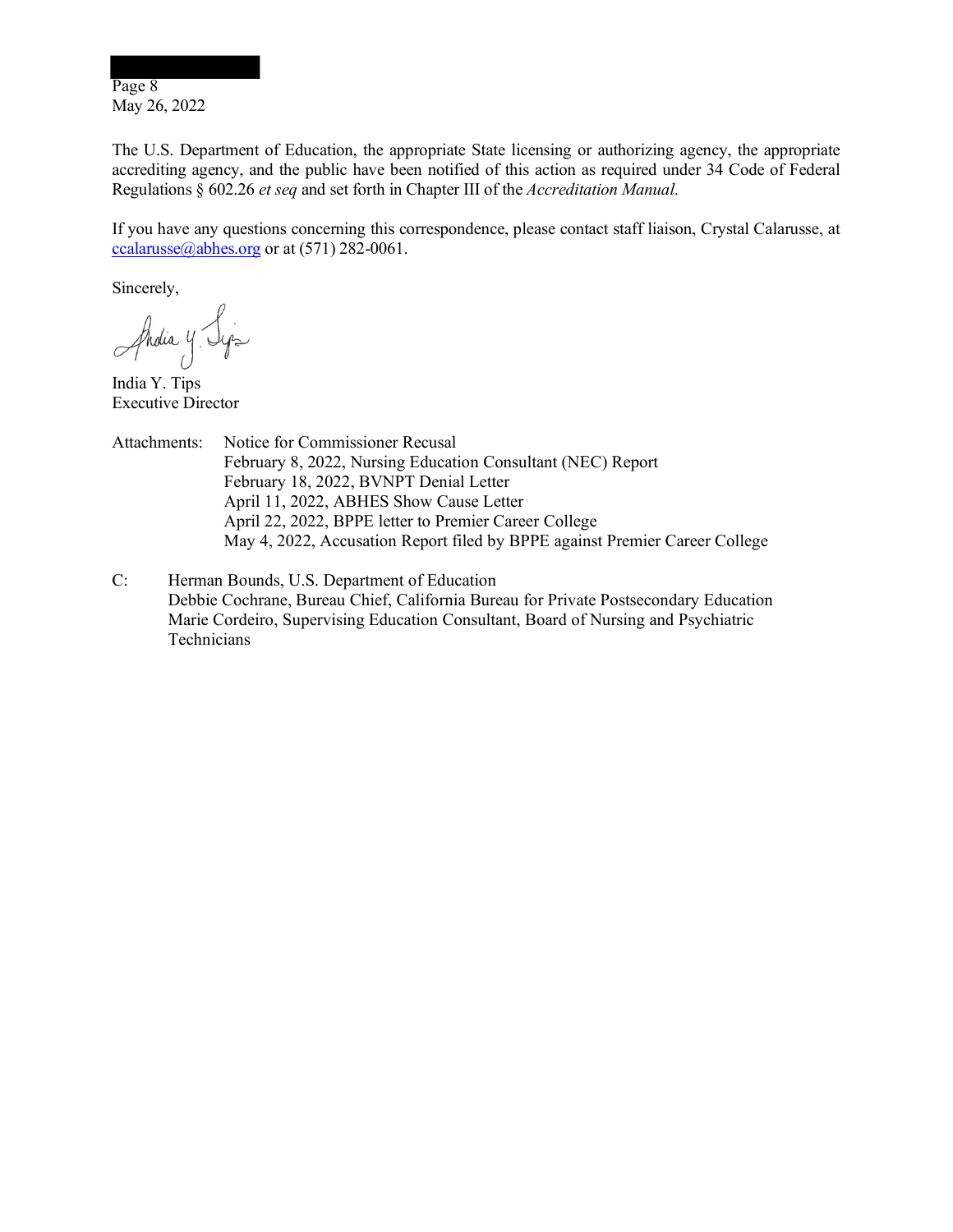The U.S. Department of Education, the appropriate State licensing or authorizing agency, the appropriate accrediting agency, and the public have been notified of this action as required under 34 Code of Federal Regulations § 602.26 *et seq* and set forth in Chapter III of the *Accreditation Manual*.

If you have any questions concerning this correspondence, please contact staff liaison, Crystal Calarusse, at ccalarusse@abhes.org or at (571) 282-0061.

Sincerely,

India Y. Tips
Executive Director

Attachments:
- Notice for Commissioner Recusal
- February 8, 2022, Nursing Education Consultant (NEC) Report
- February 18, 2022, BVNPT Denial Letter
- April 11, 2022, ABHES Show Cause Letter
- April 22, 2022, BPPE letter to Premier Career College
- May 4, 2022, Accusation Report filed by BPPE against Premier Career College

C:
- Herman Bounds, U.S. Department of Education
- Debbie Cochrane, Bureau Chief, California Bureau for Private Postsecondary Education
- Marie Cordeiro, Supervising Education Consultant, Board of Nursing and Psychiatric Technicians